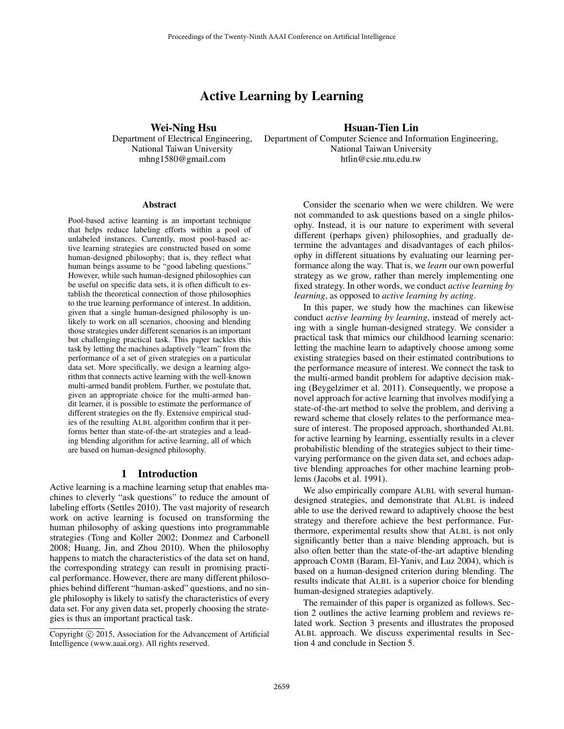# Active Learning by Learning

**Wei-Ning Hsu**
Department of Electrical Engineering,
National Taiwan University
mhng1580@gmail.com

**Hsuan-Tien Lin**
Department of Computer Science and Information Engineering,
National Taiwan University
htlin@csie.ntu.edu.tw

### Abstract

Pool-based active learning is an important technique that helps reduce labeling efforts within a pool of unlabeled instances. Currently, most pool-based active learning strategies are constructed based on some human-designed philosophy; that is, they reflect what human beings assume to be "good labeling questions." However, while such human-designed philosophies can be useful on specific data sets, it is often difficult to establish the theoretical connection of those philosophies to the true learning performance of interest. In addition, given that a single human-designed philosophy is unlikely to work on all scenarios, choosing and blending those strategies under different scenarios is an important but challenging practical task. This paper tackles this task by letting the machines adaptively "learn" from the performance of a set of given strategies on a particular data set. More specifically, we design a learning algorithm that connects active learning with the well-known multi-armed bandit problem. Further, we postulate that, given an appropriate choice for the multi-armed bandit learner, it is possible to estimate the performance of different strategies on the fly. Extensive empirical studies of the resulting ALBL algorithm confirm that it performs better than state-of-the-art strategies and a leading blending algorithm for active learning, all of which are based on human-designed philosophy.

## 1 Introduction

Active learning is a machine learning setup that enables machines to cleverly "ask questions" to reduce the amount of labeling efforts (Settles 2010). The vast majority of research work on active learning is focused on transforming the human philosophy of asking questions into programmable strategies (Tong and Koller 2002; Donmez and Carbonell 2008; Huang, Jin, and Zhou 2010). When the philosophy happens to match the characteristics of the data set on hand, the corresponding strategy can result in promising practical performance. However, there are many different philosophies behind different "human-asked" questions, and no single philosophy is likely to satisfy the characteristics of every data set. For any given data set, properly choosing the strategies is thus an important practical task.

Consider the scenario when we were children. We were not commanded to ask questions based on a single philosophy. Instead, it is our nature to experiment with several different (perhaps given) philosophies, and gradually determine the advantages and disadvantages of each philosophy in different situations by evaluating our learning performance along the way. That is, we *learn* our own powerful strategy as we grow, rather than merely implementing one fixed strategy. In other words, we conduct *active learning by learning*, as opposed to *active learning by acting*.

In this paper, we study how the machines can likewise conduct *active learning by learning*, instead of merely acting with a single human-designed strategy. We consider a practical task that mimics our childhood learning scenario: letting the machine learn to adaptively choose among some existing strategies based on their estimated contributions to the performance measure of interest. We connect the task to the multi-armed bandit problem for adaptive decision making (Beygelzimer et al. 2011). Consequently, we propose a novel approach for active learning that involves modifying a state-of-the-art method to solve the problem, and deriving a reward scheme that closely relates to the performance measure of interest. The proposed approach, shorthanded ALBL for active learning by learning, essentially results in a clever probabilistic blending of the strategies subject to their time-varying performance on the given data set, and echoes adaptive blending approaches for other machine learning problems (Jacobs et al. 1991).

We also empirically compare ALBL with several human-designed strategies, and demonstrate that ALBL is indeed able to use the derived reward to adaptively choose the best strategy and therefore achieve the best performance. Furthermore, experimental results show that ALBL is not only significantly better than a naive blending approach, but is also often better than the state-of-the-art adaptive blending approach COMB (Baram, El-Yaniv, and Luz 2004), which is based on a human-designed criterion during blending. The results indicate that ALBL is a superior choice for blending human-designed strategies adaptively.

The remainder of this paper is organized as follows. Section 2 outlines the active learning problem and reviews related work. Section 3 presents and illustrates the proposed ALBL approach. We discuss experimental results in Section 4 and conclude in Section 5.

Copyright © 2015, Association for the Advancement of Artificial Intelligence (www.aaai.org). All rights reserved.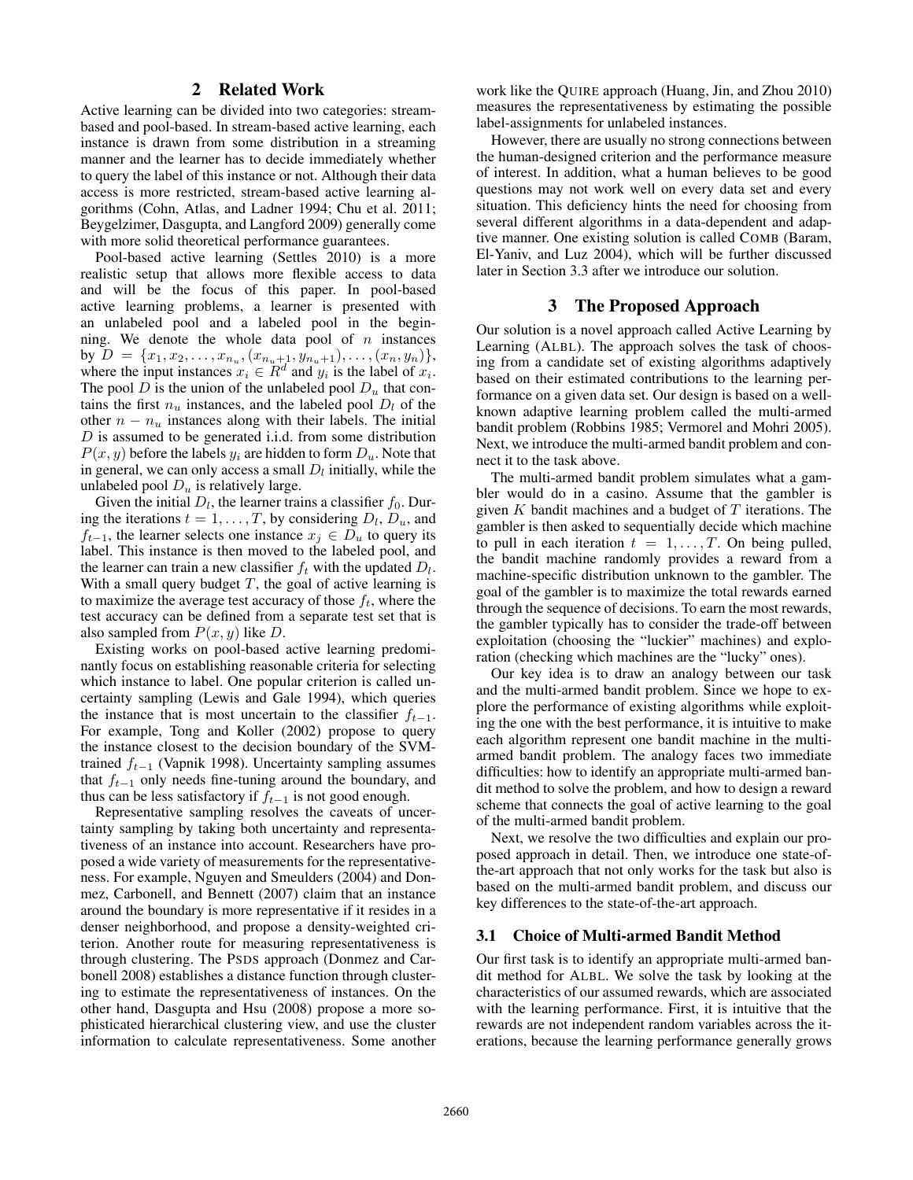## 2 Related Work

Active learning can be divided into two categories: stream-based and pool-based. In stream-based active learning, each instance is drawn from some distribution in a streaming manner and the learner has to decide immediately whether to query the label of this instance or not. Although their data access is more restricted, stream-based active learning algorithms (Cohn, Atlas, and Ladner 1994; Chu et al. 2011; Beygelzimer, Dasgupta, and Langford 2009) generally come with more solid theoretical performance guarantees.

Pool-based active learning (Settles 2010) is a more realistic setup that allows more flexible access to data and will be the focus of this paper. In pool-based active learning problems, a learner is presented with an unlabeled pool and a labeled pool in the beginning. We denote the whole data pool of $n$ instances by $D = \{x_1, x_2, \ldots, x_{n_u}, (x_{n_u+1}, y_{n_u+1}), \ldots, (x_n, y_n)\}$, where the input instances $x_i \in R^d$ and $y_i$ is the label of $x_i$. The pool $D$ is the union of the unlabeled pool $D_u$ that contains the first $n_u$ instances, and the labeled pool $D_l$ of the other $n - n_u$ instances along with their labels. The initial $D$ is assumed to be generated i.i.d. from some distribution $P(x, y)$ before the labels $y_i$ are hidden to form $D_u$. Note that in general, we can only access a small $D_l$ initially, while the unlabeled pool $D_u$ is relatively large.

Given the initial $D_l$, the learner trains a classifier $f_0$. During the iterations $t = 1, \ldots, T$, by considering $D_l$, $D_u$, and $f_{t-1}$, the learner selects one instance $x_j \in D_u$ to query its label. This instance is then moved to the labeled pool, and the learner can train a new classifier $f_t$ with the updated $D_l$. With a small query budget $T$, the goal of active learning is to maximize the average test accuracy of those $f_t$, where the test accuracy can be defined from a separate test set that is also sampled from $P(x, y)$ like $D$.

Existing works on pool-based active learning predominantly focus on establishing reasonable criteria for selecting which instance to label. One popular criterion is called uncertainty sampling (Lewis and Gale 1994), which queries the instance that is most uncertain to the classifier $f_{t-1}$. For example, Tong and Koller (2002) propose to query the instance closest to the decision boundary of the SVM-trained $f_{t-1}$ (Vapnik 1998). Uncertainty sampling assumes that $f_{t-1}$ only needs fine-tuning around the boundary, and thus can be less satisfactory if $f_{t-1}$ is not good enough.

Representative sampling resolves the caveats of uncertainty sampling by taking both uncertainty and representativeness of an instance into account. Researchers have proposed a wide variety of measurements for the representativeness. For example, Nguyen and Smeulders (2004) and Donmez, Carbonell, and Bennett (2007) claim that an instance around the boundary is more representative if it resides in a denser neighborhood, and propose a density-weighted criterion. Another route for measuring representativeness is through clustering. The PSDS approach (Donmez and Carbonell 2008) establishes a distance function through clustering to estimate the representativeness of instances. On the other hand, Dasgupta and Hsu (2008) propose a more sophisticated hierarchical clustering view, and use the cluster information to calculate representativeness. Some another work like the QUIRE approach (Huang, Jin, and Zhou 2010) measures the representativeness by estimating the possible label-assignments for unlabeled instances.

However, there are usually no strong connections between the human-designed criterion and the performance measure of interest. In addition, what a human believes to be good questions may not work well on every data set and every situation. This deficiency hints the need for choosing from several different algorithms in a data-dependent and adaptive manner. One existing solution is called COMB (Baram, El-Yaniv, and Luz 2004), which will be further discussed later in Section 3.3 after we introduce our solution.

## 3 The Proposed Approach

Our solution is a novel approach called Active Learning by Learning (ALBL). The approach solves the task of choosing from a candidate set of existing algorithms adaptively based on their estimated contributions to the learning performance on a given data set. Our design is based on a well-known adaptive learning problem called the multi-armed bandit problem (Robbins 1985; Vermorel and Mohri 2005). Next, we introduce the multi-armed bandit problem and connect it to the task above.

The multi-armed bandit problem simulates what a gambler would do in a casino. Assume that the gambler is given $K$ bandit machines and a budget of $T$ iterations. The gambler is then asked to sequentially decide which machine to pull in each iteration $t = 1, \ldots, T$. On being pulled, the bandit machine randomly provides a reward from a machine-specific distribution unknown to the gambler. The goal of the gambler is to maximize the total rewards earned through the sequence of decisions. To earn the most rewards, the gambler typically has to consider the trade-off between exploitation (choosing the "luckier" machines) and exploration (checking which machines are the "lucky" ones).

Our key idea is to draw an analogy between our task and the multi-armed bandit problem. Since we hope to explore the performance of existing algorithms while exploiting the one with the best performance, it is intuitive to make each algorithm represent one bandit machine in the multi-armed bandit problem. The analogy faces two immediate difficulties: how to identify an appropriate multi-armed bandit method to solve the problem, and how to design a reward scheme that connects the goal of active learning to the goal of the multi-armed bandit problem.

Next, we resolve the two difficulties and explain our proposed approach in detail. Then, we introduce one state-of-the-art approach that not only works for the task but also is based on the multi-armed bandit problem, and discuss our key differences to the state-of-the-art approach.

### 3.1 Choice of Multi-armed Bandit Method

Our first task is to identify an appropriate multi-armed bandit method for ALBL. We solve the task by looking at the characteristics of our assumed rewards, which are associated with the learning performance. First, it is intuitive that the rewards are not independent random variables across the iterations, because the learning performance generally grows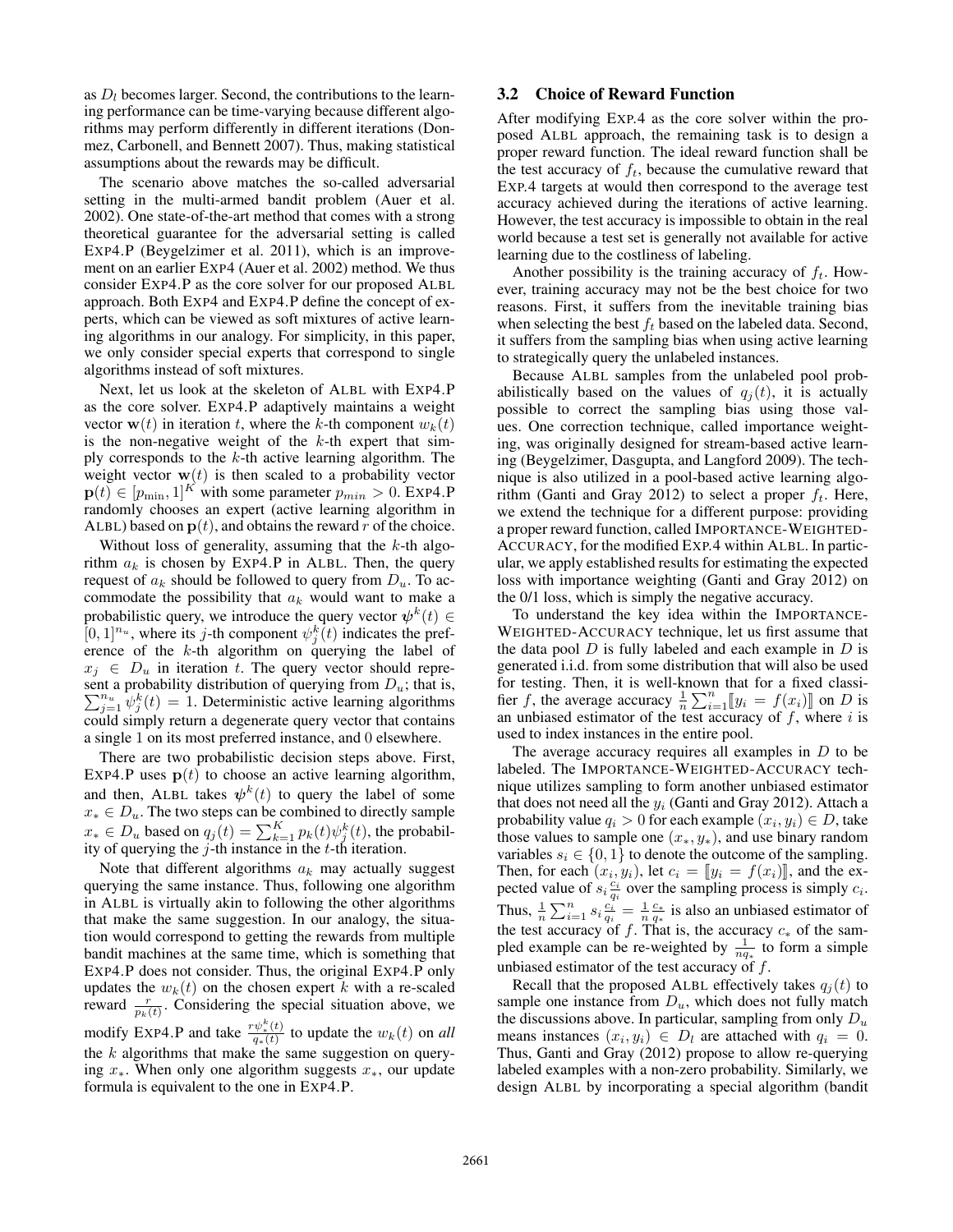as $D_l$ becomes larger. Second, the contributions to the learning performance can be time-varying because different algorithms may perform differently in different iterations (Donmez, Carbonell, and Bennett 2007). Thus, making statistical assumptions about the rewards may be difficult.

The scenario above matches the so-called adversarial setting in the multi-armed bandit problem (Auer et al. 2002). One state-of-the-art method that comes with a strong theoretical guarantee for the adversarial setting is called EXP4.P (Beygelzimer et al. 2011), which is an improvement on an earlier EXP4 (Auer et al. 2002) method. We thus consider EXP4.P as the core solver for our proposed ALBL approach. Both EXP4 and EXP4.P define the concept of experts, which can be viewed as soft mixtures of active learning algorithms in our analogy. For simplicity, in this paper, we only consider special experts that correspond to single algorithms instead of soft mixtures.

Next, let us look at the skeleton of ALBL with EXP4.P as the core solver. EXP4.P adaptively maintains a weight vector $\mathbf{w}(t)$ in iteration $t$, where the $k$-th component $w_k(t)$ is the non-negative weight of the $k$-th expert that simply corresponds to the $k$-th active learning algorithm. The weight vector $\mathbf{w}(t)$ is then scaled to a probability vector $\mathbf{p}(t) \in [p_{\min}, 1]^K$ with some parameter $p_{min} > 0$. EXP4.P randomly chooses an expert (active learning algorithm in ALBL) based on $\mathbf{p}(t)$, and obtains the reward $r$ of the choice.

Without loss of generality, assuming that the $k$-th algorithm $a_k$ is chosen by EXP4.P in ALBL. Then, the query request of $a_k$ should be followed to query from $D_u$. To accommodate the possibility that $a_k$ would want to make a probabilistic query, we introduce the query vector $\boldsymbol{\psi}^k(t) \in [0, 1]^{n_u}$, where its $j$-th component $\psi_j^k(t)$ indicates the preference of the $k$-th algorithm on querying the label of $x_j \in D_u$ in iteration $t$. The query vector should represent a probability distribution of querying from $D_u$; that is, $\sum_{j=1}^{n_u} \psi_j^k(t) = 1$. Deterministic active learning algorithms could simply return a degenerate query vector that contains a single 1 on its most preferred instance, and 0 elsewhere.

There are two probabilistic decision steps above. First, EXP4.P uses $\mathbf{p}(t)$ to choose an active learning algorithm, and then, ALBL takes $\boldsymbol{\psi}^k(t)$ to query the label of some $x_* \in D_u$. The two steps can be combined to directly sample $x_* \in D_u$ based on $q_j(t) = \sum_{k=1}^{K} p_k(t)\psi_j^k(t)$, the probability of querying the $j$-th instance in the $t$-th iteration.

Note that different algorithms $a_k$ may actually suggest querying the same instance. Thus, following one algorithm in ALBL is virtually akin to following the other algorithms that make the same suggestion. In our analogy, the situation would correspond to getting the rewards from multiple bandit machines at the same time, which is something that EXP4.P does not consider. Thus, the original EXP4.P only updates the $w_k(t)$ on the chosen expert $k$ with a re-scaled reward $\frac{r}{p_k(t)}$. Considering the special situation above, we modify EXP4.P and take $\frac{r\psi_*^k(t)}{q_*(t)}$ to update the $w_k(t)$ on *all* the $k$ algorithms that make the same suggestion on querying $x_*$. When only one algorithm suggests $x_*$, our update formula is equivalent to the one in EXP4.P.

## 3.2 Choice of Reward Function

After modifying EXP.4 as the core solver within the proposed ALBL approach, the remaining task is to design a proper reward function. The ideal reward function shall be the test accuracy of $f_t$, because the cumulative reward that EXP.4 targets at would then correspond to the average test accuracy achieved during the iterations of active learning. However, the test accuracy is impossible to obtain in the real world because a test set is generally not available for active learning due to the costliness of labeling.

Another possibility is the training accuracy of $f_t$. However, training accuracy may not be the best choice for two reasons. First, it suffers from the inevitable training bias when selecting the best $f_t$ based on the labeled data. Second, it suffers from the sampling bias when using active learning to strategically query the unlabeled instances.

Because ALBL samples from the unlabeled pool probabilistically based on the values of $q_j(t)$, it is actually possible to correct the sampling bias using those values. One correction technique, called importance weighting, was originally designed for stream-based active learning (Beygelzimer, Dasgupta, and Langford 2009). The technique is also utilized in a pool-based active learning algorithm (Ganti and Gray 2012) to select a proper $f_t$. Here, we extend the technique for a different purpose: providing a proper reward function, called IMPORTANCE-WEIGHTED-ACCURACY, for the modified EXP.4 within ALBL. In particular, we apply established results for estimating the expected loss with importance weighting (Ganti and Gray 2012) on the 0/1 loss, which is simply the negative accuracy.

To understand the key idea within the IMPORTANCE-WEIGHTED-ACCURACY technique, let us first assume that the data pool $D$ is fully labeled and each example in $D$ is generated i.i.d. from some distribution that will also be used for testing. Then, it is well-known that for a fixed classifier $f$, the average accuracy $\frac{1}{n}\sum_{i=1}^{n}[\![y_i = f(x_i)]\!]$ on $D$ is an unbiased estimator of the test accuracy of $f$, where $i$ is used to index instances in the entire pool.

The average accuracy requires all examples in $D$ to be labeled. The IMPORTANCE-WEIGHTED-ACCURACY technique utilizes sampling to form another unbiased estimator that does not need all the $y_i$ (Ganti and Gray 2012). Attach a probability value $q_i > 0$ for each example $(x_i, y_i) \in D$, take those values to sample one $(x_*, y_*)$, and use binary random variables $s_i \in \{0, 1\}$ to denote the outcome of the sampling. Then, for each $(x_i, y_i)$, let $c_i = [\![y_i = f(x_i)]\!]$, and the expected value of $s_i \frac{c_i}{q_i}$ over the sampling process is simply $c_i$. Thus, $\frac{1}{n}\sum_{i=1}^{n} s_i \frac{c_i}{q_i} = \frac{1}{n}\frac{c_*}{q_*}$ is also an unbiased estimator of the test accuracy of $f$. That is, the accuracy $c_*$ of the sampled example can be re-weighted by $\frac{1}{nq_*}$ to form a simple unbiased estimator of the test accuracy of $f$.

Recall that the proposed ALBL effectively takes $q_j(t)$ to sample one instance from $D_u$, which does not fully match the discussions above. In particular, sampling from only $D_u$ means instances $(x_i, y_i) \in D_l$ are attached with $q_i = 0$. Thus, Ganti and Gray (2012) propose to allow re-querying labeled examples with a non-zero probability. Similarly, we design ALBL by incorporating a special algorithm (bandit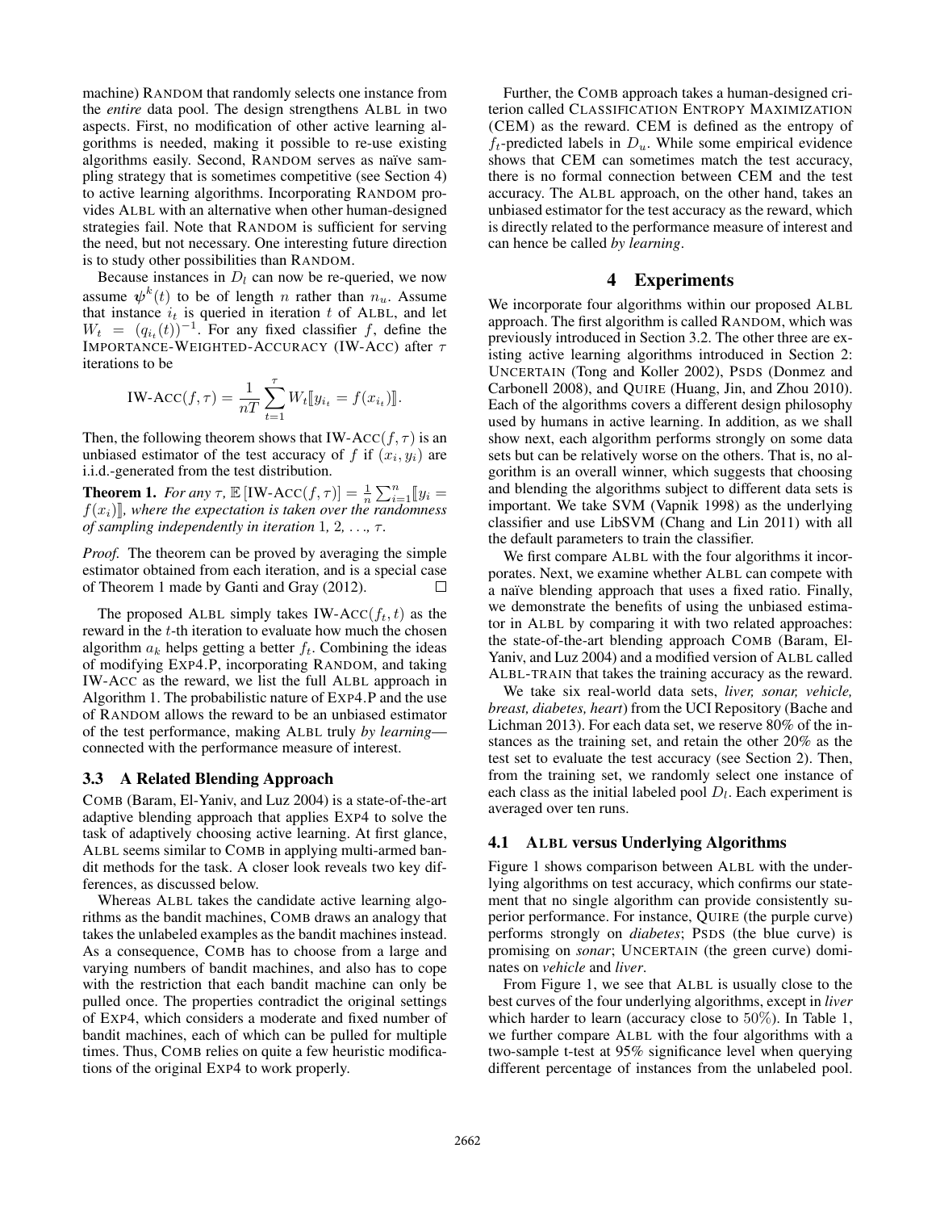machine) RANDOM that randomly selects one instance from the *entire* data pool. The design strengthens ALBL in two aspects. First, no modification of other active learning algorithms is needed, making it possible to re-use existing algorithms easily. Second, RANDOM serves as naïve sampling strategy that is sometimes competitive (see Section 4) to active learning algorithms. Incorporating RANDOM provides ALBL with an alternative when other human-designed strategies fail. Note that RANDOM is sufficient for serving the need, but not necessary. One interesting future direction is to study other possibilities than RANDOM.

Because instances in $D_l$ can now be re-queried, we now assume $\psi^k(t)$ to be of length $n$ rather than $n_u$. Assume that instance $i_t$ is queried in iteration $t$ of ALBL, and let $W_t = (q_{i_t}(t))^{-1}$. For any fixed classifier $f$, define the IMPORTANCE-WEIGHTED-ACCURACY (IW-ACC) after $\tau$ iterations to be

$$\text{IW-ACC}(f, \tau) = \frac{1}{nT} \sum_{t=1}^{\tau} W_t [\![ y_{i_t} = f(x_{i_t}) ]\!].$$

Then, the following theorem shows that IW-ACC$(f, \tau)$ is an unbiased estimator of the test accuracy of $f$ if $(x_i, y_i)$ are i.i.d.-generated from the test distribution.

**Theorem 1.** *For any $\tau$, $\mathbb{E}[\text{IW-ACC}(f, \tau)] = \frac{1}{n}\sum_{i=1}^{n} [\![ y_i = f(x_i) ]\!]$, where the expectation is taken over the randomness of sampling independently in iteration 1, 2, . . ., $\tau$.*

*Proof.* The theorem can be proved by averaging the simple estimator obtained from each iteration, and is a special case of Theorem 1 made by Ganti and Gray (2012). □

The proposed ALBL simply takes IW-ACC$(f_t, t)$ as the reward in the $t$-th iteration to evaluate how much the chosen algorithm $a_k$ helps getting a better $f_t$. Combining the ideas of modifying EXP4.P, incorporating RANDOM, and taking IW-ACC as the reward, we list the full ALBL approach in Algorithm 1. The probabilistic nature of EXP4.P and the use of RANDOM allows the reward to be an unbiased estimator of the test performance, making ALBL truly *by learning*—connected with the performance measure of interest.

### 3.3 A Related Blending Approach

COMB (Baram, El-Yaniv, and Luz 2004) is a state-of-the-art adaptive blending approach that applies EXP4 to solve the task of adaptively choosing active learning. At first glance, ALBL seems similar to COMB in applying multi-armed bandit methods for the task. A closer look reveals two key differences, as discussed below.

Whereas ALBL takes the candidate active learning algorithms as the bandit machines, COMB draws an analogy that takes the unlabeled examples as the bandit machines instead. As a consequence, COMB has to choose from a large and varying numbers of bandit machines, and also has to cope with the restriction that each bandit machine can only be pulled once. The properties contradict the original settings of EXP4, which considers a moderate and fixed number of bandit machines, each of which can be pulled for multiple times. Thus, COMB relies on quite a few heuristic modifications of the original EXP4 to work properly.

Further, the COMB approach takes a human-designed criterion called CLASSIFICATION ENTROPY MAXIMIZATION (CEM) as the reward. CEM is defined as the entropy of $f_t$-predicted labels in $D_u$. While some empirical evidence shows that CEM can sometimes match the test accuracy, there is no formal connection between CEM and the test accuracy. The ALBL approach, on the other hand, takes an unbiased estimator for the test accuracy as the reward, which is directly related to the performance measure of interest and can hence be called *by learning*.

## 4 Experiments

We incorporate four algorithms within our proposed ALBL approach. The first algorithm is called RANDOM, which was previously introduced in Section 3.2. The other three are existing active learning algorithms introduced in Section 2: UNCERTAIN (Tong and Koller 2002), PSDS (Donmez and Carbonell 2008), and QUIRE (Huang, Jin, and Zhou 2010). Each of the algorithms covers a different design philosophy used by humans in active learning. In addition, as we shall show next, each algorithm performs strongly on some data sets but can be relatively worse on the others. That is, no algorithm is an overall winner, which suggests that choosing and blending the algorithms subject to different data sets is important. We take SVM (Vapnik 1998) as the underlying classifier and use LibSVM (Chang and Lin 2011) with all the default parameters to train the classifier.

We first compare ALBL with the four algorithms it incorporates. Next, we examine whether ALBL can compete with a naïve blending approach that uses a fixed ratio. Finally, we demonstrate the benefits of using the unbiased estimator in ALBL by comparing it with two related approaches: the state-of-the-art blending approach COMB (Baram, El-Yaniv, and Luz 2004) and a modified version of ALBL called ALBL-TRAIN that takes the training accuracy as the reward.

We take six real-world data sets, *liver, sonar, vehicle, breast, diabetes, heart*) from the UCI Repository (Bache and Lichman 2013). For each data set, we reserve 80% of the instances as the training set, and retain the other 20% as the test set to evaluate the test accuracy (see Section 2). Then, from the training set, we randomly select one instance of each class as the initial labeled pool $D_l$. Each experiment is averaged over ten runs.

### 4.1 ALBL versus Underlying Algorithms

Figure 1 shows comparison between ALBL with the underlying algorithms on test accuracy, which confirms our statement that no single algorithm can provide consistently superior performance. For instance, QUIRE (the purple curve) performs strongly on *diabetes*; PSDS (the blue curve) is promising on *sonar*; UNCERTAIN (the green curve) dominates on *vehicle* and *liver*.

From Figure 1, we see that ALBL is usually close to the best curves of the four underlying algorithms, except in *liver* which harder to learn (accuracy close to $50\%$). In Table 1, we further compare ALBL with the four algorithms with a two-sample t-test at 95% significance level when querying different percentage of instances from the unlabeled pool.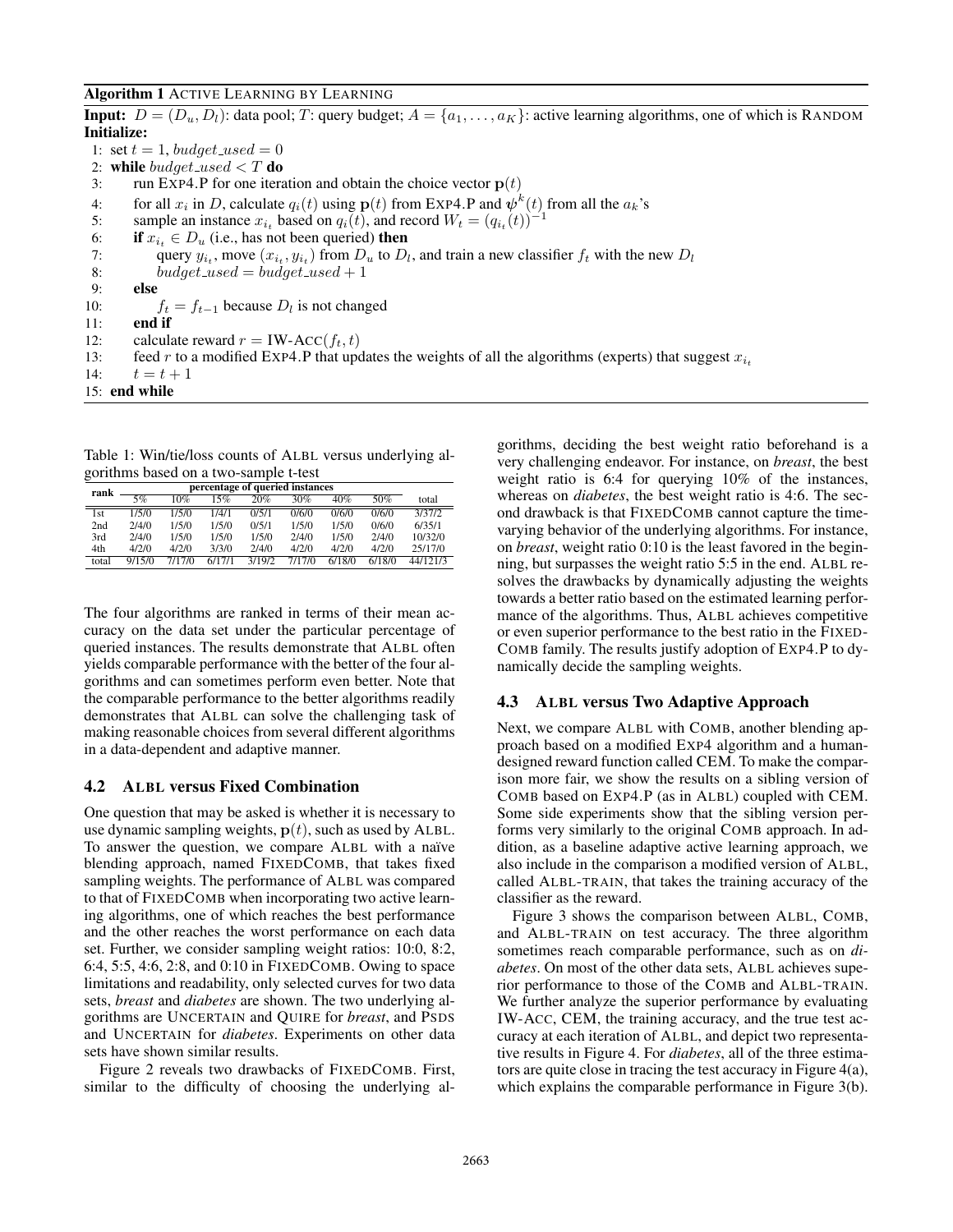**Algorithm 1** ACTIVE LEARNING BY LEARNING

**Input:** $D = (D_u, D_l)$: data pool; $T$: query budget; $A = \{a_1, \ldots, a_K\}$: active learning algorithms, one of which is RANDOM

**Initialize:**

```
1:  set t = 1, budget_used = 0
2:  while budget_used < T do
3:      run EXP4.P for one iteration and obtain the choice vector p(t)
4:      for all x_i in D, calculate q_i(t) using p(t) from EXP4.P and ψ^k(t) from all the a_k's
5:      sample an instance x_{i_t} based on q_i(t), and record W_t = (q_{i_t}(t))^{-1}
6:      if x_{i_t} ∈ D_u (i.e., has not been queried) then
7:          query y_{i_t}, move (x_{i_t}, y_{i_t}) from D_u to D_l, and train a new classifier f_t with the new D_l
8:          budget_used = budget_used + 1
9:      else
10:         f_t = f_{t-1} because D_l is not changed
11:     end if
12:     calculate reward r = IW-ACC(f_t, t)
13:     feed r to a modified EXP4.P that updates the weights of all the algorithms (experts) that suggest x_{i_t}
14:     t = t + 1
15: end while
```

Table 1: Win/tie/loss counts of ALBL versus underlying algorithms based on a two-sample t-test

| rank | percentage of queried instances | | | | | | | |
|---|---|---|---|---|---|---|---|---|
| | 5% | 10% | 15% | 20% | 30% | 40% | 50% | total |
| 1st | 1/5/0 | 1/5/0 | 1/4/1 | 0/5/1 | 0/6/0 | 0/6/0 | 0/6/0 | 3/37/2 |
| 2nd | 2/4/0 | 1/5/0 | 1/5/0 | 0/5/1 | 1/5/0 | 1/5/0 | 0/6/0 | 6/35/1 |
| 3rd | 2/4/0 | 1/5/0 | 1/5/0 | 1/5/0 | 2/4/0 | 1/5/0 | 2/4/0 | 10/32/0 |
| 4th | 4/2/0 | 4/2/0 | 3/3/0 | 2/4/0 | 4/2/0 | 4/2/0 | 4/2/0 | 25/17/0 |
| total | 9/15/0 | 7/17/0 | 6/17/1 | 3/19/2 | 7/17/0 | 6/18/0 | 6/18/0 | 44/121/3 |

The four algorithms are ranked in terms of their mean accuracy on the data set under the particular percentage of queried instances. The results demonstrate that ALBL often yields comparable performance with the better of the four algorithms and can sometimes perform even better. Note that the comparable performance to the better algorithms readily demonstrates that ALBL can solve the challenging task of making reasonable choices from several different algorithms in a data-dependent and adaptive manner.

### 4.2 ALBL versus Fixed Combination

One question that may be asked is whether it is necessary to use dynamic sampling weights, $\mathbf{p}(t)$, such as used by ALBL. To answer the question, we compare ALBL with a naïve blending approach, named FIXEDCOMB, that takes fixed sampling weights. The performance of ALBL was compared to that of FIXEDCOMB when incorporating two active learning algorithms, one of which reaches the best performance and the other reaches the worst performance on each data set. Further, we consider sampling weight ratios: 10:0, 8:2, 6:4, 5:5, 4:6, 2:8, and 0:10 in FIXEDCOMB. Owing to space limitations and readability, only selected curves for two data sets, *breast* and *diabetes* are shown. The two underlying algorithms are UNCERTAIN and QUIRE for *breast*, and PSDS and UNCERTAIN for *diabetes*. Experiments on other data sets have shown similar results.

Figure 2 reveals two drawbacks of FIXEDCOMB. First, similar to the difficulty of choosing the underlying algorithms, deciding the best weight ratio beforehand is a very challenging endeavor. For instance, on *breast*, the best weight ratio is 6:4 for querying 10% of the instances, whereas on *diabetes*, the best weight ratio is 4:6. The second drawback is that FIXEDCOMB cannot capture the time-varying behavior of the underlying algorithms. For instance, on *breast*, weight ratio 0:10 is the least favored in the beginning, but surpasses the weight ratio 5:5 in the end. ALBL resolves the drawbacks by dynamically adjusting the weights towards a better ratio based on the estimated learning performance of the algorithms. Thus, ALBL achieves competitive or even superior performance to the best ratio in the FIXEDCOMB family. The results justify adoption of EXP4.P to dynamically decide the sampling weights.

### 4.3 ALBL versus Two Adaptive Approach

Next, we compare ALBL with COMB, another blending approach based on a modified EXP4 algorithm and a human-designed reward function called CEM. To make the comparison more fair, we show the results on a sibling version of COMB based on EXP4.P (as in ALBL) coupled with CEM. Some side experiments show that the sibling version performs very similarly to the original COMB approach. In addition, as a baseline adaptive active learning approach, we also include in the comparison a modified version of ALBL, called ALBL-TRAIN, that takes the training accuracy of the classifier as the reward.

Figure 3 shows the comparison between ALBL, COMB, and ALBL-TRAIN on test accuracy. The three algorithm sometimes reach comparable performance, such as on *diabetes*. On most of the other data sets, ALBL achieves superior performance to those of the COMB and ALBL-TRAIN. We further analyze the superior performance by evaluating IW-ACC, CEM, the training accuracy, and the true test accuracy at each iteration of ALBL, and depict two representative results in Figure 4. For *diabetes*, all of the three estimators are quite close in tracing the test accuracy in Figure 4(a), which explains the comparable performance in Figure 3(b).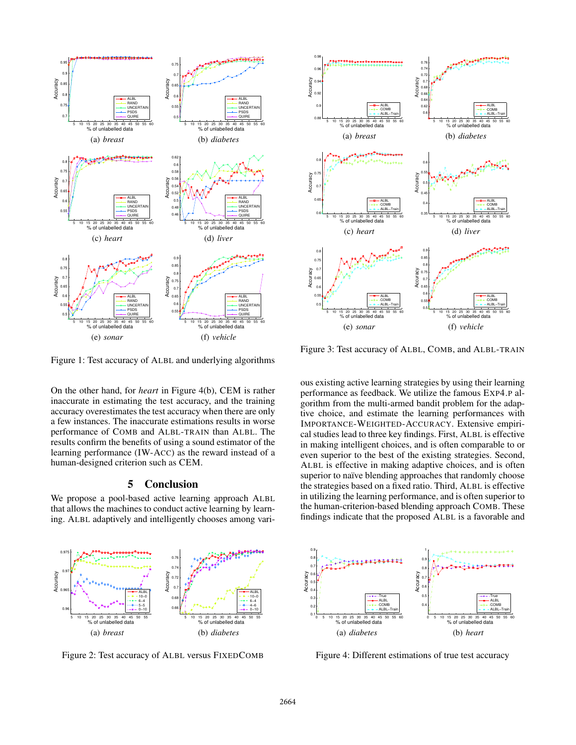(a) *breast* (b) *diabetes*

(c) *heart* (d) *liver*

(e) *sonar* (f) *vehicle*

Figure 1: Test accuracy of ALBL and underlying algorithms

(a) *breast* (b) *diabetes*

(c) *heart* (d) *liver*

(e) *sonar* (f) *vehicle*

Figure 3: Test accuracy of ALBL, COMB, and ALBL-TRAIN

On the other hand, for *heart* in Figure 4(b), CEM is rather inaccurate in estimating the test accuracy, and the training accuracy overestimates the test accuracy when there are only a few instances. The inaccurate estimations results in worse performance of COMB and ALBL-TRAIN than ALBL. The results confirm the benefits of using a sound estimator of the learning performance (IW-ACC) as the reward instead of a human-designed criterion such as CEM.

## 5 Conclusion

We propose a pool-based active learning approach ALBL that allows the machines to conduct active learning by learning. ALBL adaptively and intelligently chooses among various existing active learning strategies by using their learning performance as feedback. We utilize the famous EXP4.P algorithm from the multi-armed bandit problem for the adaptive choice, and estimate the learning performances with IMPORTANCE-WEIGHTED-ACCURACY. Extensive empirical studies lead to three key findings. First, ALBL is effective in making intelligent choices, and is often comparable to or even superior to the best of the existing strategies. Second, ALBL is effective in making adaptive choices, and is often superior to naïve blending approaches that randomly choose the strategies based on a fixed ratio. Third, ALBL is effective in utilizing the learning performance, and is often superior to the human-criterion-based blending approach COMB. These findings indicate that the proposed ALBL is a favorable and

(a) *breast* (b) *diabetes*

Figure 2: Test accuracy of ALBL versus FIXEDCOMB

(a) *diabetes* (b) *heart*

Figure 4: Different estimations of true test accuracy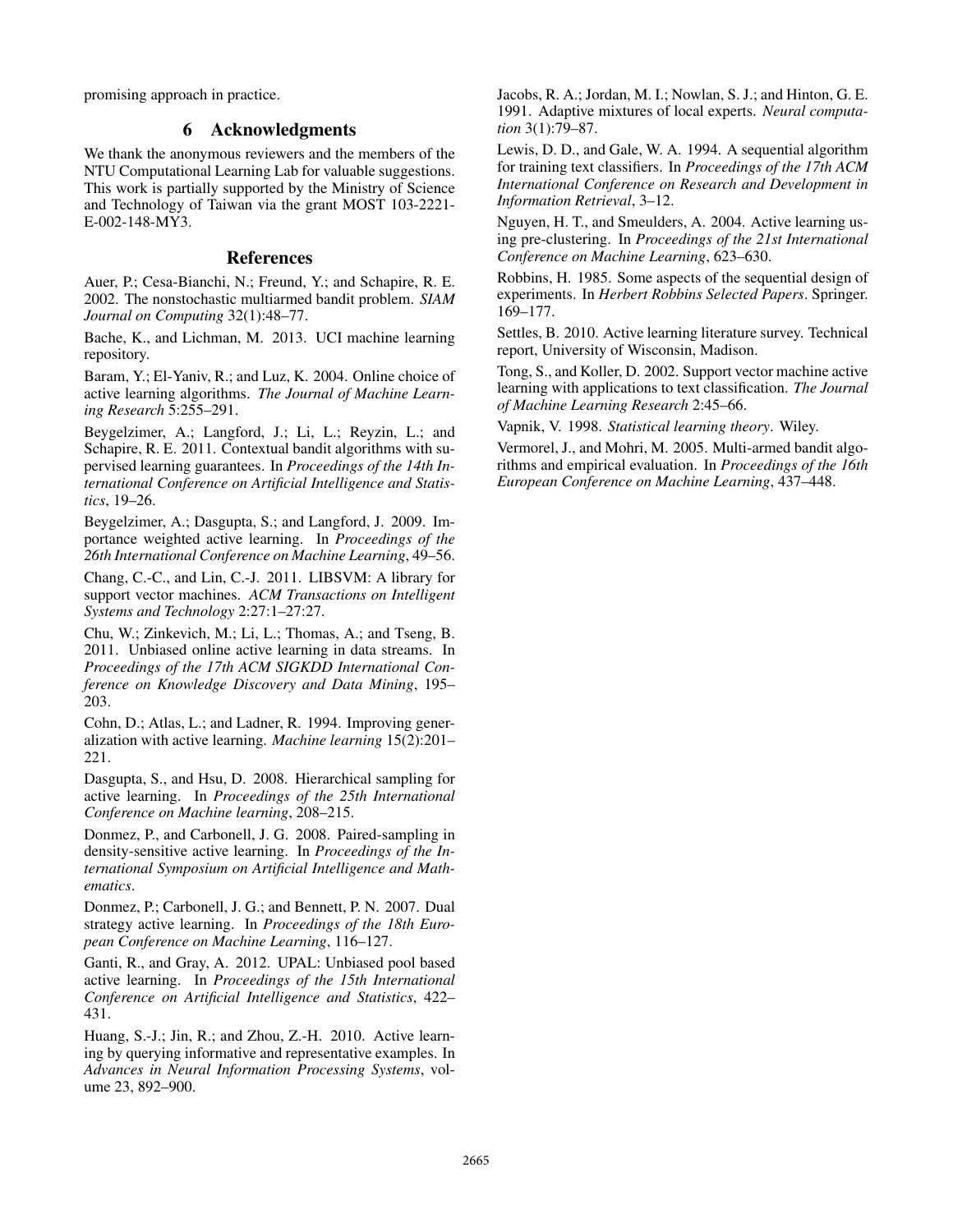promising approach in practice.

## 6 Acknowledgments

We thank the anonymous reviewers and the members of the NTU Computational Learning Lab for valuable suggestions. This work is partially supported by the Ministry of Science and Technology of Taiwan via the grant MOST 103-2221-E-002-148-MY3.

## References

Auer, P.; Cesa-Bianchi, N.; Freund, Y.; and Schapire, R. E. 2002. The nonstochastic multiarmed bandit problem. *SIAM Journal on Computing* 32(1):48–77.

Bache, K., and Lichman, M. 2013. UCI machine learning repository.

Baram, Y.; El-Yaniv, R.; and Luz, K. 2004. Online choice of active learning algorithms. *The Journal of Machine Learning Research* 5:255–291.

Beygelzimer, A.; Langford, J.; Li, L.; Reyzin, L.; and Schapire, R. E. 2011. Contextual bandit algorithms with supervised learning guarantees. In *Proceedings of the 14th International Conference on Artificial Intelligence and Statistics*, 19–26.

Beygelzimer, A.; Dasgupta, S.; and Langford, J. 2009. Importance weighted active learning. In *Proceedings of the 26th International Conference on Machine Learning*, 49–56.

Chang, C.-C., and Lin, C.-J. 2011. LIBSVM: A library for support vector machines. *ACM Transactions on Intelligent Systems and Technology* 2:27:1–27:27.

Chu, W.; Zinkevich, M.; Li, L.; Thomas, A.; and Tseng, B. 2011. Unbiased online active learning in data streams. In *Proceedings of the 17th ACM SIGKDD International Conference on Knowledge Discovery and Data Mining*, 195–203.

Cohn, D.; Atlas, L.; and Ladner, R. 1994. Improving generalization with active learning. *Machine learning* 15(2):201–221.

Dasgupta, S., and Hsu, D. 2008. Hierarchical sampling for active learning. In *Proceedings of the 25th International Conference on Machine learning*, 208–215.

Donmez, P., and Carbonell, J. G. 2008. Paired-sampling in density-sensitive active learning. In *Proceedings of the International Symposium on Artificial Intelligence and Mathematics*.

Donmez, P.; Carbonell, J. G.; and Bennett, P. N. 2007. Dual strategy active learning. In *Proceedings of the 18th European Conference on Machine Learning*, 116–127.

Ganti, R., and Gray, A. 2012. UPAL: Unbiased pool based active learning. In *Proceedings of the 15th International Conference on Artificial Intelligence and Statistics*, 422–431.

Huang, S.-J.; Jin, R.; and Zhou, Z.-H. 2010. Active learning by querying informative and representative examples. In *Advances in Neural Information Processing Systems*, volume 23, 892–900.

Jacobs, R. A.; Jordan, M. I.; Nowlan, S. J.; and Hinton, G. E. 1991. Adaptive mixtures of local experts. *Neural computation* 3(1):79–87.

Lewis, D. D., and Gale, W. A. 1994. A sequential algorithm for training text classifiers. In *Proceedings of the 17th ACM International Conference on Research and Development in Information Retrieval*, 3–12.

Nguyen, H. T., and Smeulders, A. 2004. Active learning using pre-clustering. In *Proceedings of the 21st International Conference on Machine Learning*, 623–630.

Robbins, H. 1985. Some aspects of the sequential design of experiments. In *Herbert Robbins Selected Papers*. Springer. 169–177.

Settles, B. 2010. Active learning literature survey. Technical report, University of Wisconsin, Madison.

Tong, S., and Koller, D. 2002. Support vector machine active learning with applications to text classification. *The Journal of Machine Learning Research* 2:45–66.

Vapnik, V. 1998. *Statistical learning theory*. Wiley.

Vermorel, J., and Mohri, M. 2005. Multi-armed bandit algorithms and empirical evaluation. In *Proceedings of the 16th European Conference on Machine Learning*, 437–448.